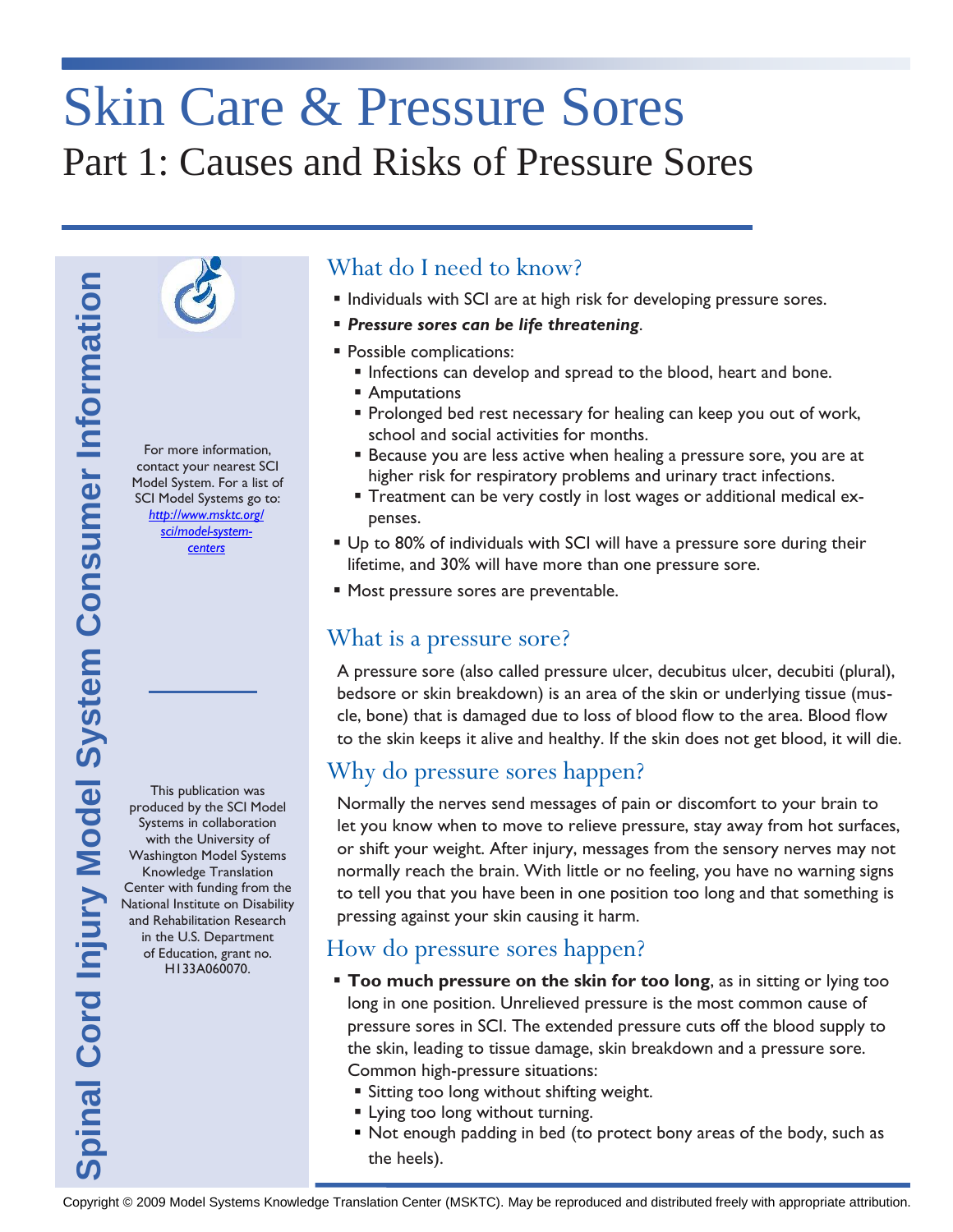# Skin Care & Pressure Sores

## Part 1: Causes and Risks of Pressure Sores

Spinal Cord Injury Model System Consumer Information

For more information, contact your nearest SCI Model System. For a list of SCI Model Systems go to: http://www.msktc.org/sci/model-system-centers

This publication was produced by the SCI Model Systems in collaboration with the University of Washington Model Systems Knowledge Translation Center with funding from the National Institute on Disability and Rehabilitation Research in the U.S. Department of Education, grant no. H133A060070.

### What do I need to know?

- Individuals with SCI are at high risk for developing pressure sores.
- ***Pressure sores can be life threatening***.
- Possible complications:
  - Infections can develop and spread to the blood, heart and bone.
  - Amputations
  - Prolonged bed rest necessary for healing can keep you out of work, school and social activities for months.
  - Because you are less active when healing a pressure sore, you are at higher risk for respiratory problems and urinary tract infections.
  - Treatment can be very costly in lost wages or additional medical expenses.
- Up to 80% of individuals with SCI will have a pressure sore during their lifetime, and 30% will have more than one pressure sore.
- Most pressure sores are preventable.

### What is a pressure sore?

A pressure sore (also called pressure ulcer, decubitus ulcer, decubiti (plural), bedsore or skin breakdown) is an area of the skin or underlying tissue (muscle, bone) that is damaged due to loss of blood flow to the area. Blood flow to the skin keeps it alive and healthy. If the skin does not get blood, it will die.

### Why do pressure sores happen?

Normally the nerves send messages of pain or discomfort to your brain to let you know when to move to relieve pressure, stay away from hot surfaces, or shift your weight. After injury, messages from the sensory nerves may not normally reach the brain. With little or no feeling, you have no warning signs to tell you that you have been in one position too long and that something is pressing against your skin causing it harm.

### How do pressure sores happen?

- **Too much pressure on the skin for too long**, as in sitting or lying too long in one position. Unrelieved pressure is the most common cause of pressure sores in SCI. The extended pressure cuts off the blood supply to the skin, leading to tissue damage, skin breakdown and a pressure sore. Common high-pressure situations:
  - Sitting too long without shifting weight.
  - Lying too long without turning.
  - Not enough padding in bed (to protect bony areas of the body, such as the heels).

Copyright © 2009 Model Systems Knowledge Translation Center (MSKTC). May be reproduced and distributed freely with appropriate attribution.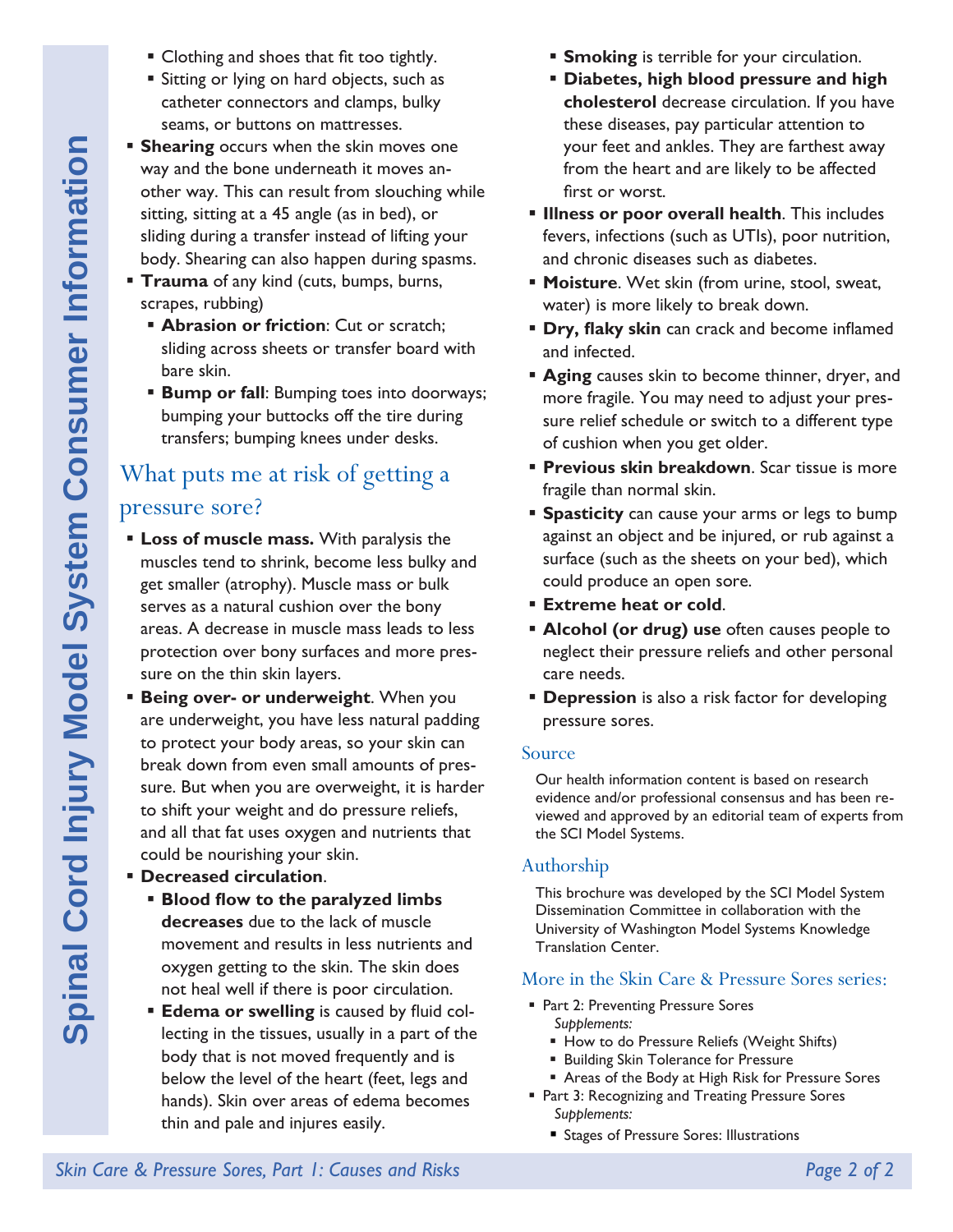- Clothing and shoes that fit too tightly.
- Sitting or lying on hard objects, such as catheter connectors and clamps, bulky seams, or buttons on mattresses.

- **Shearing** occurs when the skin moves one way and the bone underneath it moves another way. This can result from slouching while sitting, sitting at a 45 angle (as in bed), or sliding during a transfer instead of lifting your body. Shearing can also happen during spasms.
- **Trauma** of any kind (cuts, bumps, burns, scrapes, rubbing)
  - **Abrasion or friction**: Cut or scratch; sliding across sheets or transfer board with bare skin.
  - **Bump or fall**: Bumping toes into doorways; bumping your buttocks off the tire during transfers; bumping knees under desks.

## What puts me at risk of getting a pressure sore?

- **Loss of muscle mass.** With paralysis the muscles tend to shrink, become less bulky and get smaller (atrophy). Muscle mass or bulk serves as a natural cushion over the bony areas. A decrease in muscle mass leads to less protection over bony surfaces and more pressure on the thin skin layers.
- **Being over- or underweight**. When you are underweight, you have less natural padding to protect your body areas, so your skin can break down from even small amounts of pressure. But when you are overweight, it is harder to shift your weight and do pressure reliefs, and all that fat uses oxygen and nutrients that could be nourishing your skin.
- **Decreased circulation**.
  - **Blood flow to the paralyzed limbs decreases** due to the lack of muscle movement and results in less nutrients and oxygen getting to the skin. The skin does not heal well if there is poor circulation.
  - **Edema or swelling** is caused by fluid collecting in the tissues, usually in a part of the body that is not moved frequently and is below the level of the heart (feet, legs and hands). Skin over areas of edema becomes thin and pale and injures easily.
  - **Smoking** is terrible for your circulation.
  - **Diabetes, high blood pressure and high cholesterol** decrease circulation. If you have these diseases, pay particular attention to your feet and ankles. They are farthest away from the heart and are likely to be affected first or worst.
- **Illness or poor overall health**. This includes fevers, infections (such as UTIs), poor nutrition, and chronic diseases such as diabetes.
- **Moisture**. Wet skin (from urine, stool, sweat, water) is more likely to break down.
- **Dry, flaky skin** can crack and become inflamed and infected.
- **Aging** causes skin to become thinner, dryer, and more fragile. You may need to adjust your pressure relief schedule or switch to a different type of cushion when you get older.
- **Previous skin breakdown**. Scar tissue is more fragile than normal skin.
- **Spasticity** can cause your arms or legs to bump against an object and be injured, or rub against a surface (such as the sheets on your bed), which could produce an open sore.
- **Extreme heat or cold**.
- **Alcohol (or drug) use** often causes people to neglect their pressure reliefs and other personal care needs.
- **Depression** is also a risk factor for developing pressure sores.

### Source

Our health information content is based on research evidence and/or professional consensus and has been reviewed and approved by an editorial team of experts from the SCI Model Systems.

### Authorship

This brochure was developed by the SCI Model System Dissemination Committee in collaboration with the University of Washington Model Systems Knowledge Translation Center.

### More in the Skin Care & Pressure Sores series:

- Part 2: Preventing Pressure Sores
  *Supplements:*
  - How to do Pressure Reliefs (Weight Shifts)
  - Building Skin Tolerance for Pressure
  - Areas of the Body at High Risk for Pressure Sores
- Part 3: Recognizing and Treating Pressure Sores
  *Supplements:*
  - Stages of Pressure Sores: Illustrations